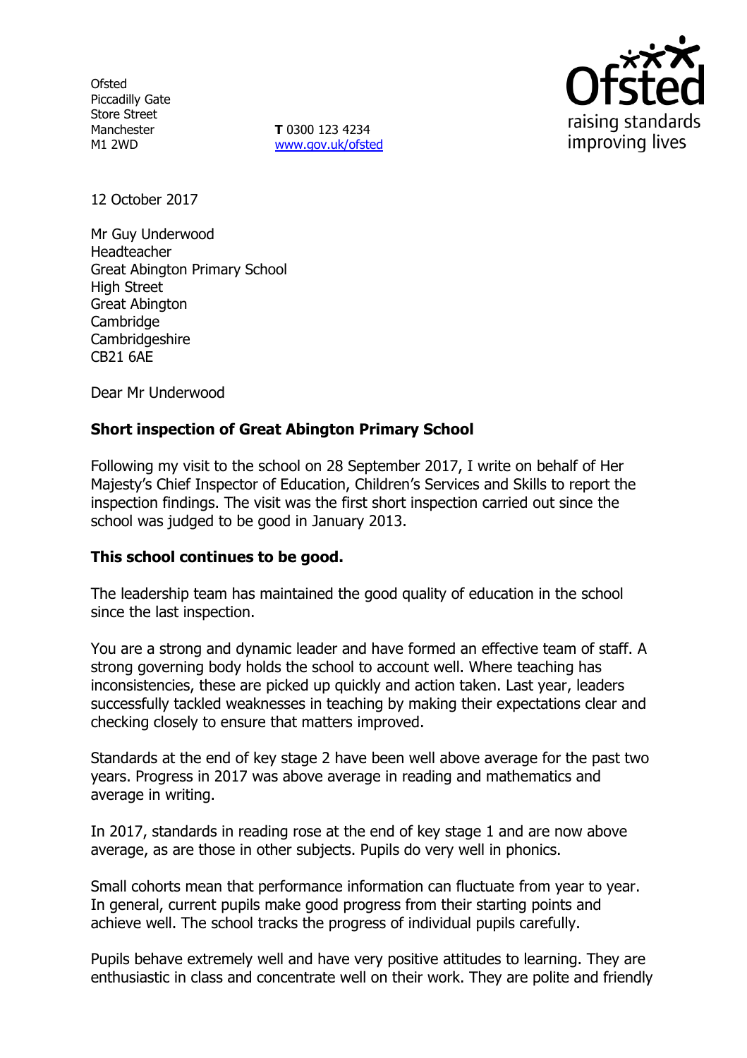Ofsted
Piccadilly Gate
Store Street
Manchester
M1 2WD

**T** 0300 123 4234
www.gov.uk/ofsted

12 October 2017

Mr Guy Underwood
Headteacher
Great Abington Primary School
High Street
Great Abington
Cambridge
Cambridgeshire
CB21 6AE

Dear Mr Underwood

**Short inspection of Great Abington Primary School**

Following my visit to the school on 28 September 2017, I write on behalf of Her Majesty's Chief Inspector of Education, Children's Services and Skills to report the inspection findings. The visit was the first short inspection carried out since the school was judged to be good in January 2013.

**This school continues to be good.**

The leadership team has maintained the good quality of education in the school since the last inspection.

You are a strong and dynamic leader and have formed an effective team of staff. A strong governing body holds the school to account well. Where teaching has inconsistencies, these are picked up quickly and action taken. Last year, leaders successfully tackled weaknesses in teaching by making their expectations clear and checking closely to ensure that matters improved.

Standards at the end of key stage 2 have been well above average for the past two years. Progress in 2017 was above average in reading and mathematics and average in writing.

In 2017, standards in reading rose at the end of key stage 1 and are now above average, as are those in other subjects. Pupils do very well in phonics.

Small cohorts mean that performance information can fluctuate from year to year. In general, current pupils make good progress from their starting points and achieve well. The school tracks the progress of individual pupils carefully.

Pupils behave extremely well and have very positive attitudes to learning. They are enthusiastic in class and concentrate well on their work. They are polite and friendly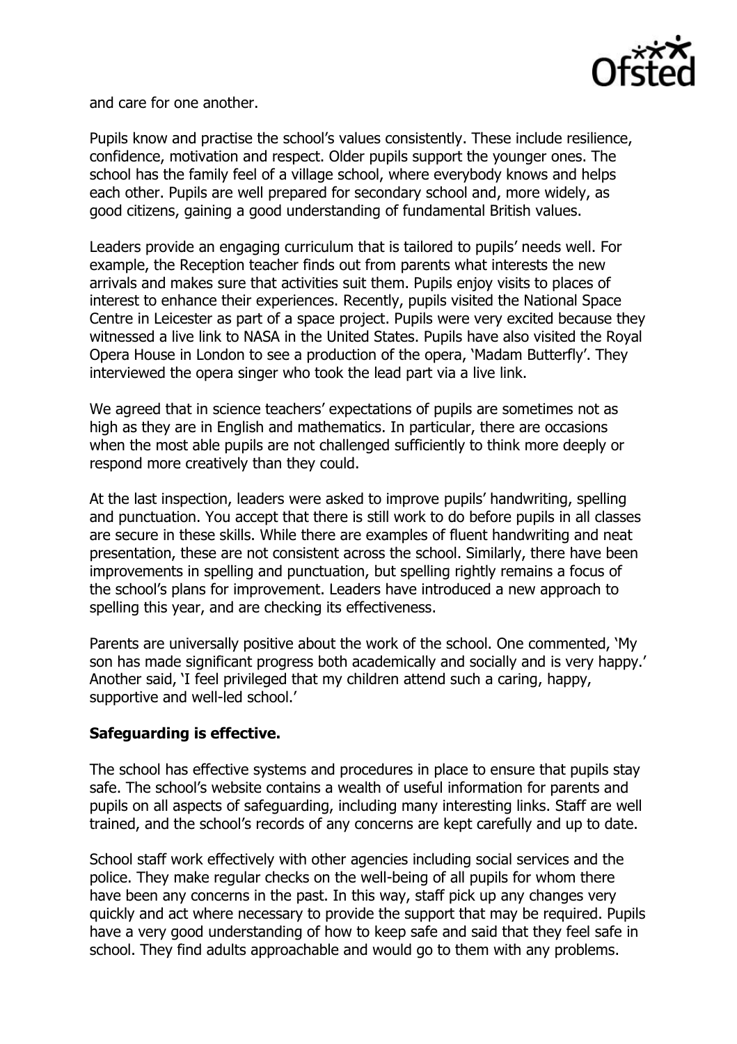and care for one another.

Pupils know and practise the school's values consistently. These include resilience, confidence, motivation and respect. Older pupils support the younger ones. The school has the family feel of a village school, where everybody knows and helps each other. Pupils are well prepared for secondary school and, more widely, as good citizens, gaining a good understanding of fundamental British values.

Leaders provide an engaging curriculum that is tailored to pupils' needs well. For example, the Reception teacher finds out from parents what interests the new arrivals and makes sure that activities suit them. Pupils enjoy visits to places of interest to enhance their experiences. Recently, pupils visited the National Space Centre in Leicester as part of a space project. Pupils were very excited because they witnessed a live link to NASA in the United States. Pupils have also visited the Royal Opera House in London to see a production of the opera, 'Madam Butterfly'. They interviewed the opera singer who took the lead part via a live link.

We agreed that in science teachers' expectations of pupils are sometimes not as high as they are in English and mathematics. In particular, there are occasions when the most able pupils are not challenged sufficiently to think more deeply or respond more creatively than they could.

At the last inspection, leaders were asked to improve pupils' handwriting, spelling and punctuation. You accept that there is still work to do before pupils in all classes are secure in these skills. While there are examples of fluent handwriting and neat presentation, these are not consistent across the school. Similarly, there have been improvements in spelling and punctuation, but spelling rightly remains a focus of the school's plans for improvement. Leaders have introduced a new approach to spelling this year, and are checking its effectiveness.

Parents are universally positive about the work of the school. One commented, 'My son has made significant progress both academically and socially and is very happy.' Another said, 'I feel privileged that my children attend such a caring, happy, supportive and well-led school.'

**Safeguarding is effective.**

The school has effective systems and procedures in place to ensure that pupils stay safe. The school's website contains a wealth of useful information for parents and pupils on all aspects of safeguarding, including many interesting links. Staff are well trained, and the school's records of any concerns are kept carefully and up to date.

School staff work effectively with other agencies including social services and the police. They make regular checks on the well-being of all pupils for whom there have been any concerns in the past. In this way, staff pick up any changes very quickly and act where necessary to provide the support that may be required. Pupils have a very good understanding of how to keep safe and said that they feel safe in school. They find adults approachable and would go to them with any problems.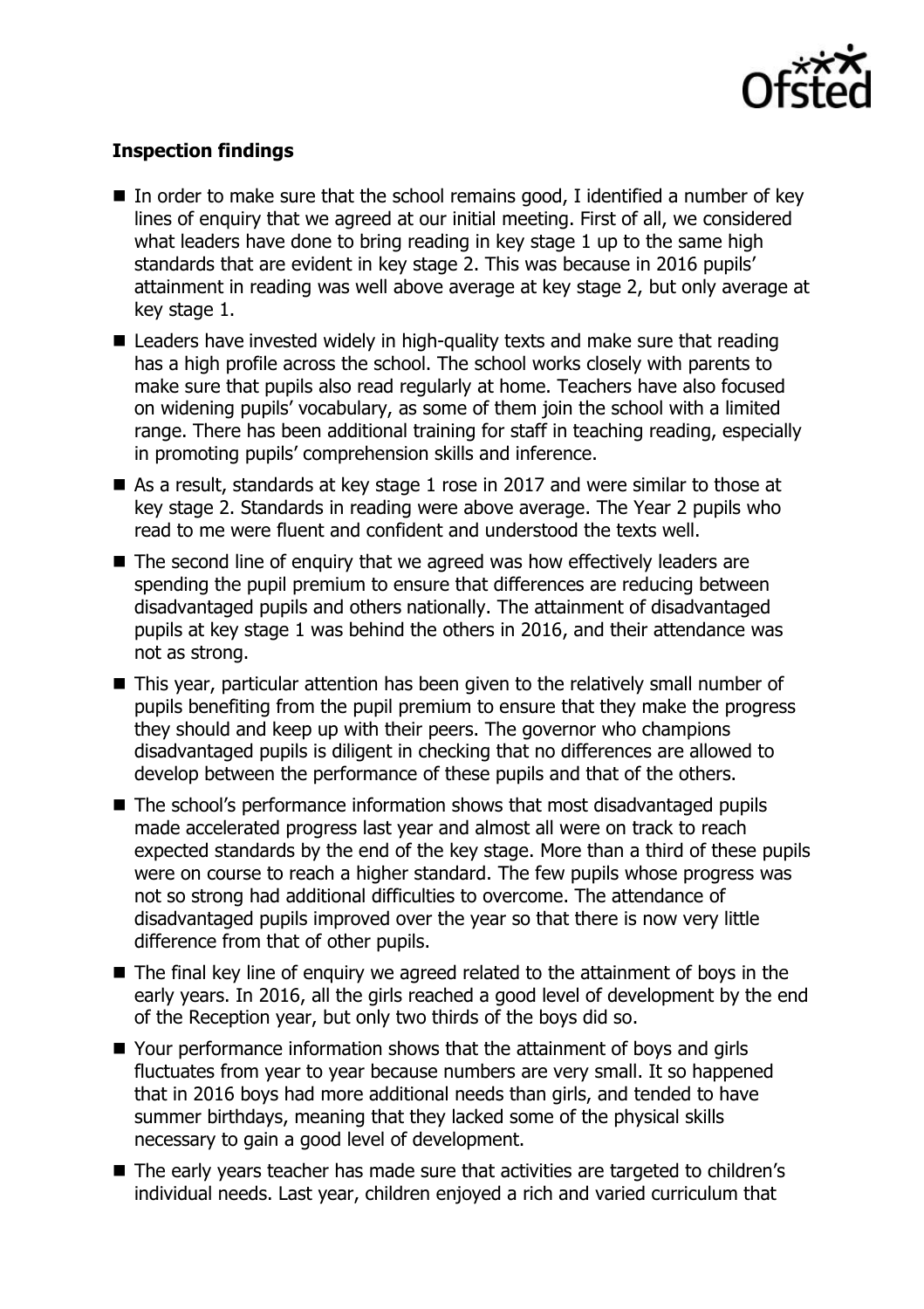**Inspection findings**

- In order to make sure that the school remains good, I identified a number of key lines of enquiry that we agreed at our initial meeting. First of all, we considered what leaders have done to bring reading in key stage 1 up to the same high standards that are evident in key stage 2. This was because in 2016 pupils' attainment in reading was well above average at key stage 2, but only average at key stage 1.
- Leaders have invested widely in high-quality texts and make sure that reading has a high profile across the school. The school works closely with parents to make sure that pupils also read regularly at home. Teachers have also focused on widening pupils' vocabulary, as some of them join the school with a limited range. There has been additional training for staff in teaching reading, especially in promoting pupils' comprehension skills and inference.
- As a result, standards at key stage 1 rose in 2017 and were similar to those at key stage 2. Standards in reading were above average. The Year 2 pupils who read to me were fluent and confident and understood the texts well.
- The second line of enquiry that we agreed was how effectively leaders are spending the pupil premium to ensure that differences are reducing between disadvantaged pupils and others nationally. The attainment of disadvantaged pupils at key stage 1 was behind the others in 2016, and their attendance was not as strong.
- This year, particular attention has been given to the relatively small number of pupils benefiting from the pupil premium to ensure that they make the progress they should and keep up with their peers. The governor who champions disadvantaged pupils is diligent in checking that no differences are allowed to develop between the performance of these pupils and that of the others.
- The school's performance information shows that most disadvantaged pupils made accelerated progress last year and almost all were on track to reach expected standards by the end of the key stage. More than a third of these pupils were on course to reach a higher standard. The few pupils whose progress was not so strong had additional difficulties to overcome. The attendance of disadvantaged pupils improved over the year so that there is now very little difference from that of other pupils.
- The final key line of enquiry we agreed related to the attainment of boys in the early years. In 2016, all the girls reached a good level of development by the end of the Reception year, but only two thirds of the boys did so.
- Your performance information shows that the attainment of boys and girls fluctuates from year to year because numbers are very small. It so happened that in 2016 boys had more additional needs than girls, and tended to have summer birthdays, meaning that they lacked some of the physical skills necessary to gain a good level of development.
- The early years teacher has made sure that activities are targeted to children's individual needs. Last year, children enjoyed a rich and varied curriculum that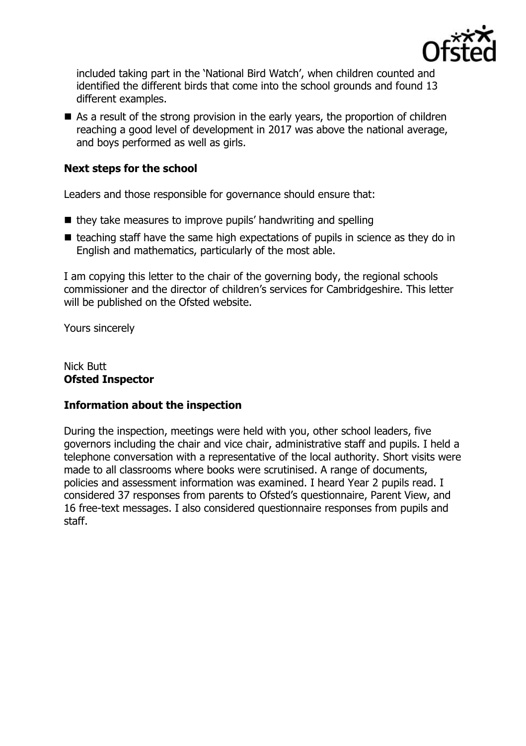included taking part in the 'National Bird Watch', when children counted and identified the different birds that come into the school grounds and found 13 different examples.

- As a result of the strong provision in the early years, the proportion of children reaching a good level of development in 2017 was above the national average, and boys performed as well as girls.

### Next steps for the school

Leaders and those responsible for governance should ensure that:

- they take measures to improve pupils' handwriting and spelling
- teaching staff have the same high expectations of pupils in science as they do in English and mathematics, particularly of the most able.

I am copying this letter to the chair of the governing body, the regional schools commissioner and the director of children's services for Cambridgeshire. This letter will be published on the Ofsted website.

Yours sincerely

Nick Butt
**Ofsted Inspector**

### Information about the inspection

During the inspection, meetings were held with you, other school leaders, five governors including the chair and vice chair, administrative staff and pupils. I held a telephone conversation with a representative of the local authority. Short visits were made to all classrooms where books were scrutinised. A range of documents, policies and assessment information was examined. I heard Year 2 pupils read. I considered 37 responses from parents to Ofsted's questionnaire, Parent View, and 16 free-text messages. I also considered questionnaire responses from pupils and staff.